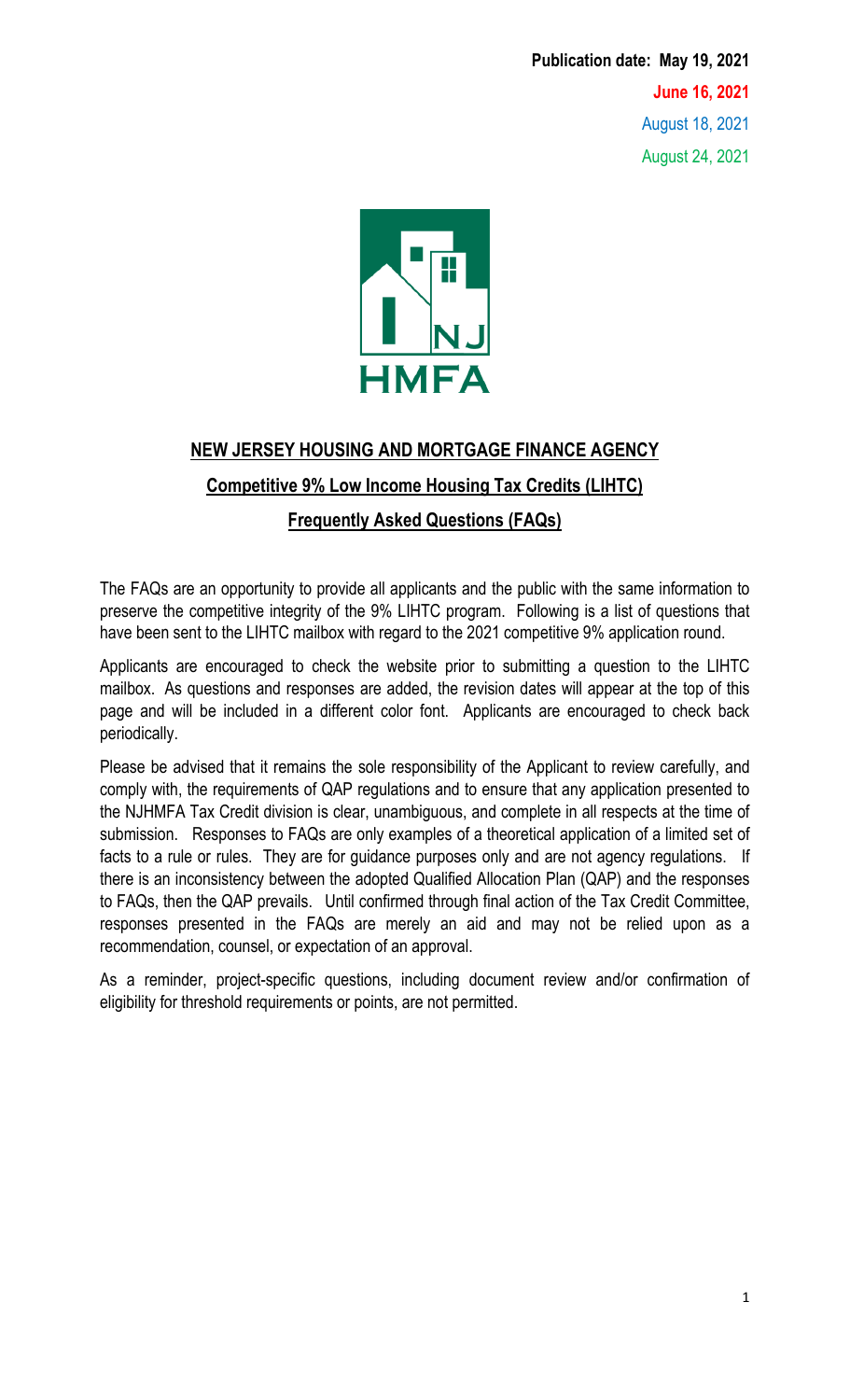**Publication date: May 19, 2021**

**June 16, 2021**

August 18, 2021

August 24, 2021

NJ HMFA

## NEW JERSEY HOUSING AND MORTGAGE FINANCE AGENCY

### Competitive 9% Low Income Housing Tax Credits (LIHTC)

### Frequently Asked Questions (FAQs)

The FAQs are an opportunity to provide all applicants and the public with the same information to preserve the competitive integrity of the 9% LIHTC program. Following is a list of questions that have been sent to the LIHTC mailbox with regard to the 2021 competitive 9% application round.

Applicants are encouraged to check the website prior to submitting a question to the LIHTC mailbox. As questions and responses are added, the revision dates will appear at the top of this page and will be included in a different color font. Applicants are encouraged to check back periodically.

Please be advised that it remains the sole responsibility of the Applicant to review carefully, and comply with, the requirements of QAP regulations and to ensure that any application presented to the NJHMFA Tax Credit division is clear, unambiguous, and complete in all respects at the time of submission. Responses to FAQs are only examples of a theoretical application of a limited set of facts to a rule or rules. They are for guidance purposes only and are not agency regulations. If there is an inconsistency between the adopted Qualified Allocation Plan (QAP) and the responses to FAQs, then the QAP prevails. Until confirmed through final action of the Tax Credit Committee, responses presented in the FAQs are merely an aid and may not be relied upon as a recommendation, counsel, or expectation of an approval.

As a reminder, project-specific questions, including document review and/or confirmation of eligibility for threshold requirements or points, are not permitted.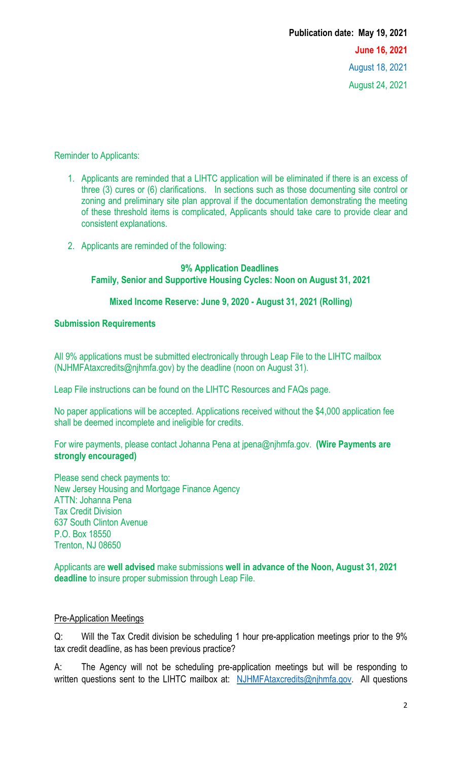**Publication date: May 19, 2021**

**June 16, 2021**

August 18, 2021

August 24, 2021

Reminder to Applicants:

1. Applicants are reminded that a LIHTC application will be eliminated if there is an excess of three (3) cures or (6) clarifications. In sections such as those documenting site control or zoning and preliminary site plan approval if the documentation demonstrating the meeting of these threshold items is complicated, Applicants should take care to provide clear and consistent explanations.

2. Applicants are reminded of the following:

**9% Application Deadlines**
**Family, Senior and Supportive Housing Cycles: Noon on August 31, 2021**

**Mixed Income Reserve: June 9, 2020 - August 31, 2021 (Rolling)**

**Submission Requirements**

All 9% applications must be submitted electronically through Leap File to the LIHTC mailbox (NJHMFAtaxcredits@njhmfa.gov) by the deadline (noon on August 31).

Leap File instructions can be found on the LIHTC Resources and FAQs page.

No paper applications will be accepted. Applications received without the $4,000 application fee shall be deemed incomplete and ineligible for credits.

For wire payments, please contact Johanna Pena at jpena@njhmfa.gov. **(Wire Payments are strongly encouraged)**

Please send check payments to:
New Jersey Housing and Mortgage Finance Agency
ATTN: Johanna Pena
Tax Credit Division
637 South Clinton Avenue
P.O. Box 18550
Trenton, NJ 08650

Applicants are **well advised** make submissions **well in advance of the Noon, August 31, 2021 deadline** to insure proper submission through Leap File.

Pre-Application Meetings

Q: Will the Tax Credit division be scheduling 1 hour pre-application meetings prior to the 9% tax credit deadline, as has been previous practice?

A: The Agency will not be scheduling pre-application meetings but will be responding to written questions sent to the LIHTC mailbox at: NJHMFAtaxcredits@njhmfa.gov. All questions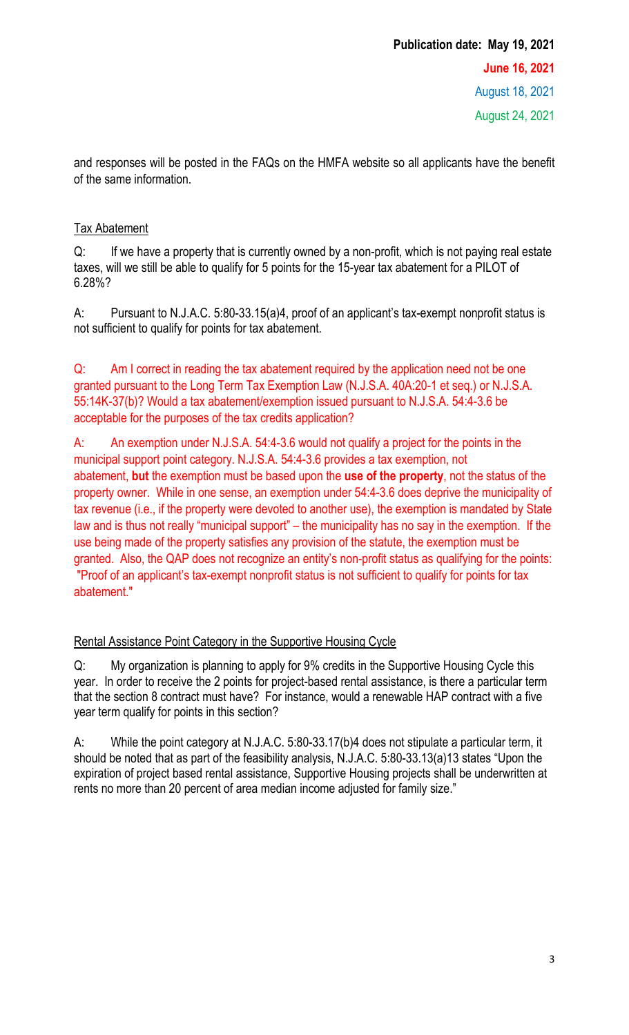**Publication date: May 19, 2021**

**June 16, 2021**

August 18, 2021

August 24, 2021

and responses will be posted in the FAQs on the HMFA website so all applicants have the benefit of the same information.

## Tax Abatement

Q: If we have a property that is currently owned by a non-profit, which is not paying real estate taxes, will we still be able to qualify for 5 points for the 15-year tax abatement for a PILOT of 6.28%?

A: Pursuant to N.J.A.C. 5:80-33.15(a)4, proof of an applicant's tax-exempt nonprofit status is not sufficient to qualify for points for tax abatement.

Q: Am I correct in reading the tax abatement required by the application need not be one granted pursuant to the Long Term Tax Exemption Law (N.J.S.A. 40A:20-1 et seq.) or N.J.S.A. 55:14K-37(b)? Would a tax abatement/exemption issued pursuant to N.J.S.A. 54:4-3.6 be acceptable for the purposes of the tax credits application?

A: An exemption under N.J.S.A. 54:4-3.6 would not qualify a project for the points in the municipal support point category. N.J.S.A. 54:4-3.6 provides a tax exemption, not abatement, **but** the exemption must be based upon the **use of the property**, not the status of the property owner. While in one sense, an exemption under 54:4-3.6 does deprive the municipality of tax revenue (i.e., if the property were devoted to another use), the exemption is mandated by State law and is thus not really "municipal support" – the municipality has no say in the exemption. If the use being made of the property satisfies any provision of the statute, the exemption must be granted. Also, the QAP does not recognize an entity's non-profit status as qualifying for the points: "Proof of an applicant's tax-exempt nonprofit status is not sufficient to qualify for points for tax abatement."

## Rental Assistance Point Category in the Supportive Housing Cycle

Q: My organization is planning to apply for 9% credits in the Supportive Housing Cycle this year. In order to receive the 2 points for project-based rental assistance, is there a particular term that the section 8 contract must have? For instance, would a renewable HAP contract with a five year term qualify for points in this section?

A: While the point category at N.J.A.C. 5:80-33.17(b)4 does not stipulate a particular term, it should be noted that as part of the feasibility analysis, N.J.A.C. 5:80-33.13(a)13 states "Upon the expiration of project based rental assistance, Supportive Housing projects shall be underwritten at rents no more than 20 percent of area median income adjusted for family size."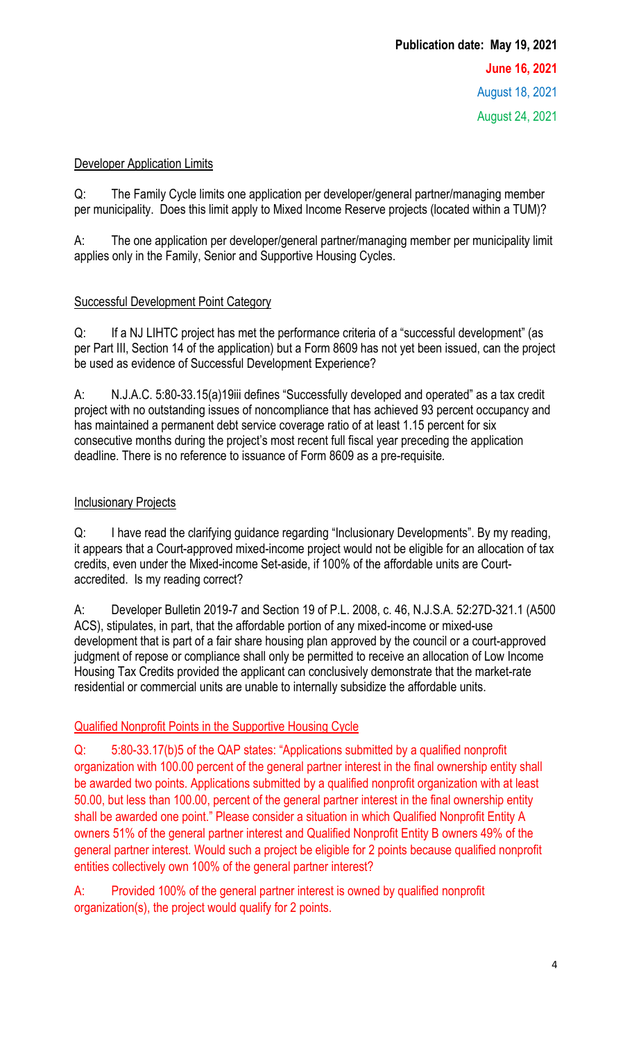Publication date: May 19, 2021

June 16, 2021

August 18, 2021

August 24, 2021

Developer Application Limits

Q: The Family Cycle limits one application per developer/general partner/managing member per municipality. Does this limit apply to Mixed Income Reserve projects (located within a TUM)?

A: The one application per developer/general partner/managing member per municipality limit applies only in the Family, Senior and Supportive Housing Cycles.

Successful Development Point Category

Q: If a NJ LIHTC project has met the performance criteria of a "successful development" (as per Part III, Section 14 of the application) but a Form 8609 has not yet been issued, can the project be used as evidence of Successful Development Experience?

A: N.J.A.C. 5:80-33.15(a)19iii defines "Successfully developed and operated" as a tax credit project with no outstanding issues of noncompliance that has achieved 93 percent occupancy and has maintained a permanent debt service coverage ratio of at least 1.15 percent for six consecutive months during the project's most recent full fiscal year preceding the application deadline. There is no reference to issuance of Form 8609 as a pre-requisite.

Inclusionary Projects

Q: I have read the clarifying guidance regarding "Inclusionary Developments". By my reading, it appears that a Court-approved mixed-income project would not be eligible for an allocation of tax credits, even under the Mixed-income Set-aside, if 100% of the affordable units are Court-accredited. Is my reading correct?

A: Developer Bulletin 2019-7 and Section 19 of P.L. 2008, c. 46, N.J.S.A. 52:27D-321.1 (A500 ACS), stipulates, in part, that the affordable portion of any mixed-income or mixed-use development that is part of a fair share housing plan approved by the council or a court-approved judgment of repose or compliance shall only be permitted to receive an allocation of Low Income Housing Tax Credits provided the applicant can conclusively demonstrate that the market-rate residential or commercial units are unable to internally subsidize the affordable units.

Qualified Nonprofit Points in the Supportive Housing Cycle

Q: 5:80-33.17(b)5 of the QAP states: "Applications submitted by a qualified nonprofit organization with 100.00 percent of the general partner interest in the final ownership entity shall be awarded two points. Applications submitted by a qualified nonprofit organization with at least 50.00, but less than 100.00, percent of the general partner interest in the final ownership entity shall be awarded one point." Please consider a situation in which Qualified Nonprofit Entity A owners 51% of the general partner interest and Qualified Nonprofit Entity B owners 49% of the general partner interest. Would such a project be eligible for 2 points because qualified nonprofit entities collectively own 100% of the general partner interest?

A: Provided 100% of the general partner interest is owned by qualified nonprofit organization(s), the project would qualify for 2 points.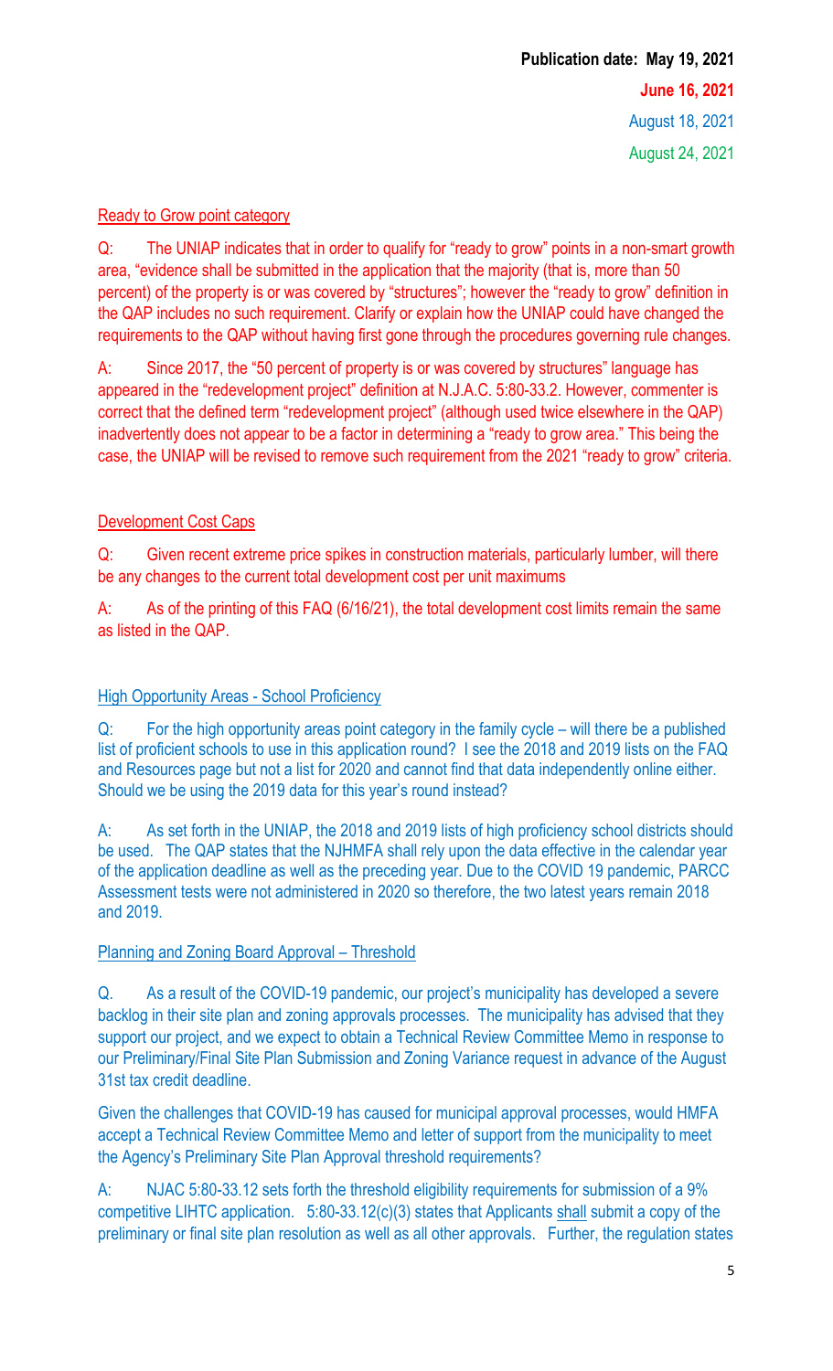Publication date: **May 19, 2021**

**June 16, 2021**

August 18, 2021

August 24, 2021

Ready to Grow point category

Q: The UNIAP indicates that in order to qualify for "ready to grow" points in a non-smart growth area, "evidence shall be submitted in the application that the majority (that is, more than 50 percent) of the property is or was covered by "structures"; however the "ready to grow" definition in the QAP includes no such requirement. Clarify or explain how the UNIAP could have changed the requirements to the QAP without having first gone through the procedures governing rule changes.

A: Since 2017, the "50 percent of property is or was covered by structures" language has appeared in the "redevelopment project" definition at N.J.A.C. 5:80-33.2. However, commenter is correct that the defined term "redevelopment project" (although used twice elsewhere in the QAP) inadvertently does not appear to be a factor in determining a "ready to grow area." This being the case, the UNIAP will be revised to remove such requirement from the 2021 "ready to grow" criteria.

Development Cost Caps

Q: Given recent extreme price spikes in construction materials, particularly lumber, will there be any changes to the current total development cost per unit maximums

A: As of the printing of this FAQ (6/16/21), the total development cost limits remain the same as listed in the QAP.

High Opportunity Areas - School Proficiency

Q: For the high opportunity areas point category in the family cycle – will there be a published list of proficient schools to use in this application round? I see the 2018 and 2019 lists on the FAQ and Resources page but not a list for 2020 and cannot find that data independently online either. Should we be using the 2019 data for this year's round instead?

A: As set forth in the UNIAP, the 2018 and 2019 lists of high proficiency school districts should be used. The QAP states that the NJHMFA shall rely upon the data effective in the calendar year of the application deadline as well as the preceding year. Due to the COVID 19 pandemic, PARCC Assessment tests were not administered in 2020 so therefore, the two latest years remain 2018 and 2019.

Planning and Zoning Board Approval – Threshold

Q. As a result of the COVID-19 pandemic, our project's municipality has developed a severe backlog in their site plan and zoning approvals processes. The municipality has advised that they support our project, and we expect to obtain a Technical Review Committee Memo in response to our Preliminary/Final Site Plan Submission and Zoning Variance request in advance of the August 31st tax credit deadline.

Given the challenges that COVID-19 has caused for municipal approval processes, would HMFA accept a Technical Review Committee Memo and letter of support from the municipality to meet the Agency's Preliminary Site Plan Approval threshold requirements?

A: NJAC 5:80-33.12 sets forth the threshold eligibility requirements for submission of a 9% competitive LIHTC application. 5:80-33.12(c)(3) states that Applicants shall submit a copy of the preliminary or final site plan resolution as well as all other approvals. Further, the regulation states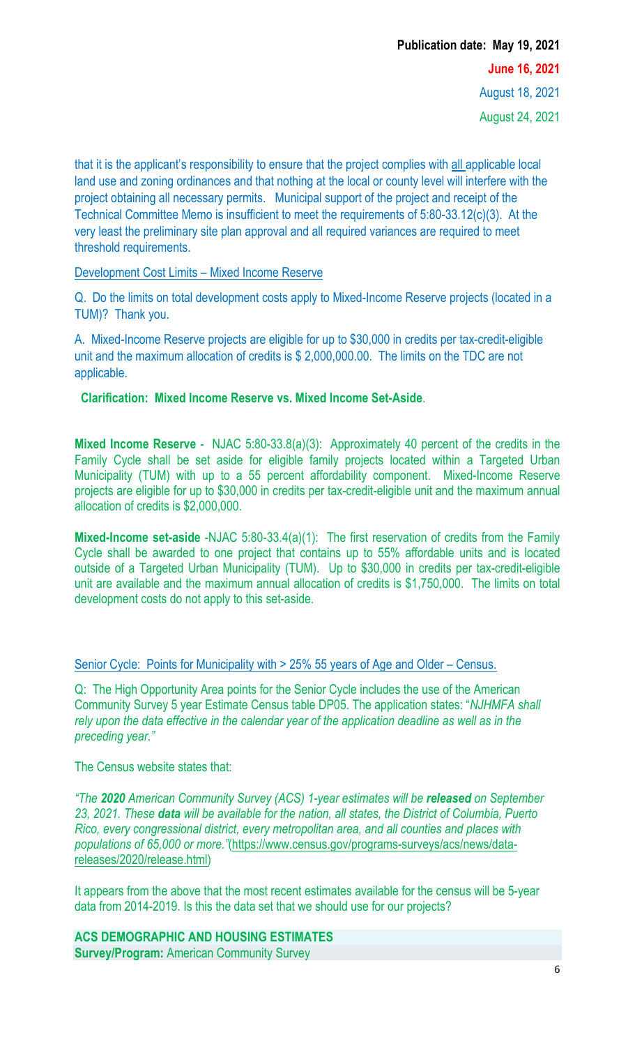**Publication date: May 19, 2021**

**June 16, 2021**

August 18, 2021

August 24, 2021

that it is the applicant's responsibility to ensure that the project complies with all applicable local land use and zoning ordinances and that nothing at the local or county level will interfere with the project obtaining all necessary permits. Municipal support of the project and receipt of the Technical Committee Memo is insufficient to meet the requirements of 5:80-33.12(c)(3). At the very least the preliminary site plan approval and all required variances are required to meet threshold requirements.

Development Cost Limits – Mixed Income Reserve

Q. Do the limits on total development costs apply to Mixed-Income Reserve projects (located in a TUM)? Thank you.

A. Mixed-Income Reserve projects are eligible for up to $30,000 in credits per tax-credit-eligible unit and the maximum allocation of credits is $ 2,000,000.00. The limits on the TDC are not applicable.

**Clarification: Mixed Income Reserve vs. Mixed Income Set-Aside**.

**Mixed Income Reserve** - NJAC 5:80-33.8(a)(3): Approximately 40 percent of the credits in the Family Cycle shall be set aside for eligible family projects located within a Targeted Urban Municipality (TUM) with up to a 55 percent affordability component. Mixed-Income Reserve projects are eligible for up to $30,000 in credits per tax-credit-eligible unit and the maximum annual allocation of credits is $2,000,000.

**Mixed-Income set-aside** -NJAC 5:80-33.4(a)(1): The first reservation of credits from the Family Cycle shall be awarded to one project that contains up to 55% affordable units and is located outside of a Targeted Urban Municipality (TUM). Up to $30,000 in credits per tax-credit-eligible unit are available and the maximum annual allocation of credits is $1,750,000. The limits on total development costs do not apply to this set-aside.

Senior Cycle: Points for Municipality with > 25% 55 years of Age and Older – Census.

Q: The High Opportunity Area points for the Senior Cycle includes the use of the American Community Survey 5 year Estimate Census table DP05. The application states: "*NJHMFA shall rely upon the data effective in the calendar year of the application deadline as well as in the preceding year."*

The Census website states that:

*"The **2020** American Community Survey (ACS) 1-year estimates will be **released** on September 23, 2021. These **data** will be available for the nation, all states, the District of Columbia, Puerto Rico, every congressional district, every metropolitan area, and all counties and places with populations of 65,000 or more."*(https://www.census.gov/programs-surveys/acs/news/data-releases/2020/release.html)

It appears from the above that the most recent estimates available for the census will be 5-year data from 2014-2019. Is this the data set that we should use for our projects?

**ACS DEMOGRAPHIC AND HOUSING ESTIMATES**
**Survey/Program:** American Community Survey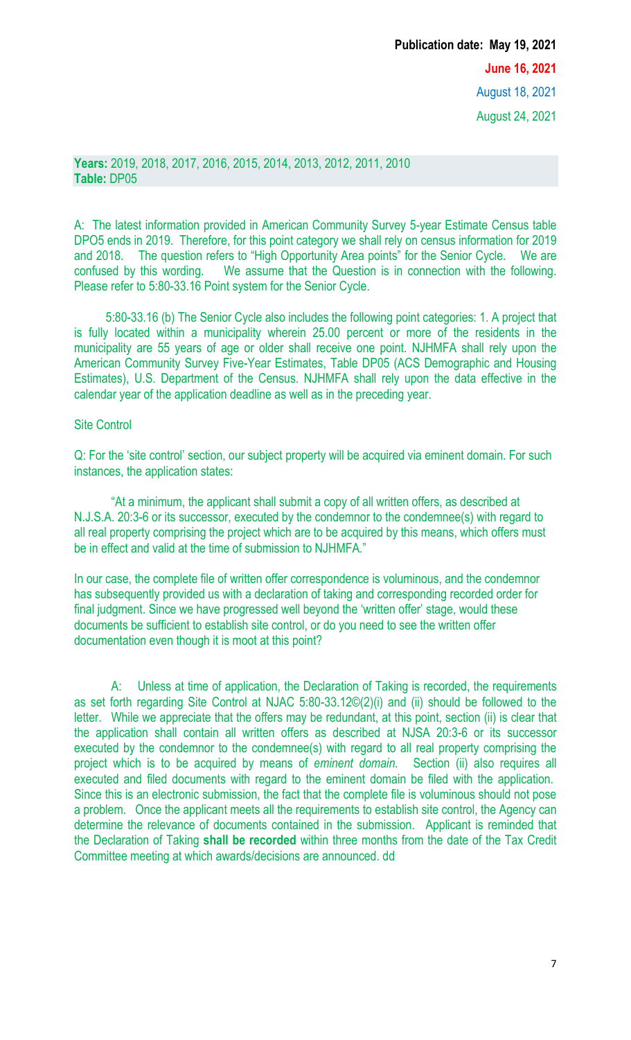**Publication date: May 19, 2021**

**June 16, 2021**

August 18, 2021

August 24, 2021

**Years:** 2019, 2018, 2017, 2016, 2015, 2014, 2013, 2012, 2011, 2010
**Table:** DP05

A: The latest information provided in American Community Survey 5-year Estimate Census table DPO5 ends in 2019. Therefore, for this point category we shall rely on census information for 2019 and 2018. The question refers to "High Opportunity Area points" for the Senior Cycle. We are confused by this wording. We assume that the Question is in connection with the following. Please refer to 5:80-33.16 Point system for the Senior Cycle.

5:80-33.16 (b) The Senior Cycle also includes the following point categories: 1. A project that is fully located within a municipality wherein 25.00 percent or more of the residents in the municipality are 55 years of age or older shall receive one point. NJHMFA shall rely upon the American Community Survey Five-Year Estimates, Table DP05 (ACS Demographic and Housing Estimates), U.S. Department of the Census. NJHMFA shall rely upon the data effective in the calendar year of the application deadline as well as in the preceding year.

Site Control

Q: For the 'site control' section, our subject property will be acquired via eminent domain. For such instances, the application states:

"At a minimum, the applicant shall submit a copy of all written offers, as described at N.J.S.A. 20:3-6 or its successor, executed by the condemnor to the condemnee(s) with regard to all real property comprising the project which are to be acquired by this means, which offers must be in effect and valid at the time of submission to NJHMFA."

In our case, the complete file of written offer correspondence is voluminous, and the condemnor has subsequently provided us with a declaration of taking and corresponding recorded order for final judgment. Since we have progressed well beyond the 'written offer' stage, would these documents be sufficient to establish site control, or do you need to see the written offer documentation even though it is moot at this point?

A: Unless at time of application, the Declaration of Taking is recorded, the requirements as set forth regarding Site Control at NJAC 5:80-33.12©(2)(i) and (ii) should be followed to the letter. While we appreciate that the offers may be redundant, at this point, section (ii) is clear that the application shall contain all written offers as described at NJSA 20:3-6 or its successor executed by the condemnor to the condemnee(s) with regard to all real property comprising the project which is to be acquired by means of *eminent domain.* Section (ii) also requires all executed and filed documents with regard to the eminent domain be filed with the application. Since this is an electronic submission, the fact that the complete file is voluminous should not pose a problem. Once the applicant meets all the requirements to establish site control, the Agency can determine the relevance of documents contained in the submission. Applicant is reminded that the Declaration of Taking **shall be recorded** within three months from the date of the Tax Credit Committee meeting at which awards/decisions are announced. dd